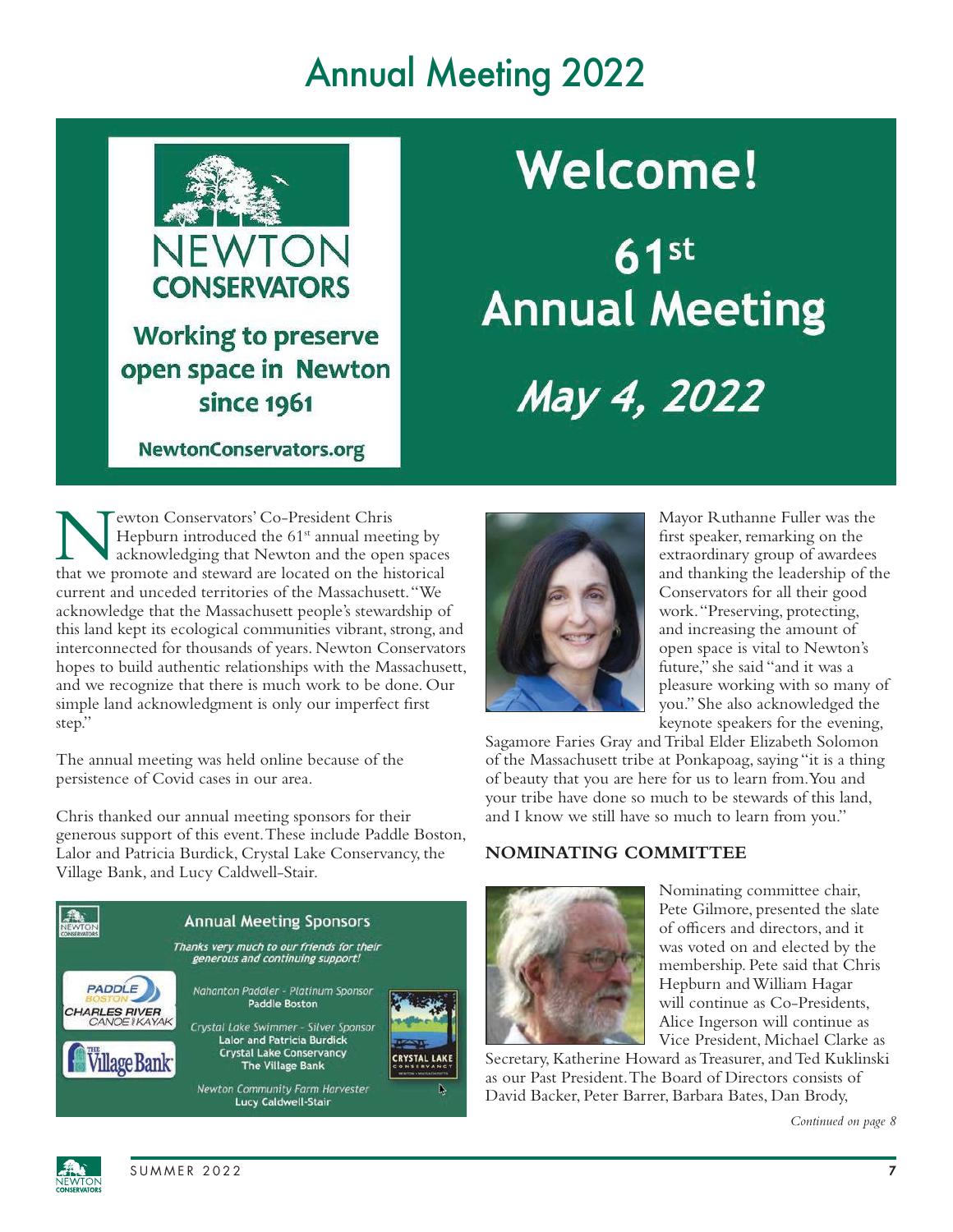# Annual Meeting 2022

NEWTON CONSERVATORS

**Working to preserve open space in Newton since 1961**

**NewtonConservators.org**

# Welcome!

## 61st Annual Meeting

## *May 4, 2022*

Newton Conservators' Co-President Chris Hepburn introduced the 61st annual meeting by acknowledging that Newton and the open spaces that we promote and steward are located on the historical current and unceded territories of the Massachusett. "We acknowledge that the Massachusett people's stewardship of this land kept its ecological communities vibrant, strong, and interconnected for thousands of years. Newton Conservators hopes to build authentic relationships with the Massachusett, and we recognize that there is much work to be done. Our simple land acknowledgment is only our imperfect first step."

The annual meeting was held online because of the persistence of Covid cases in our area.

Chris thanked our annual meeting sponsors for their generous support of this event. These include Paddle Boston, Lalor and Patricia Burdick, Crystal Lake Conservancy, the Village Bank, and Lucy Caldwell-Stair.

**Annual Meeting Sponsors**

*Thanks very much to our friends for their generous and continuing support!*

*Nahanton Paddler - Platinum Sponsor*
**Paddle Boston**

*Crystal Lake Swimmer - Silver Sponsor*
**Lalor and Patricia Burdick**
**Crystal Lake Conservancy**
**The Village Bank**

*Newton Community Farm Harvester*
**Lucy Caldwell-Stair**

Mayor Ruthanne Fuller was the first speaker, remarking on the extraordinary group of awardees and thanking the leadership of the Conservators for all their good work. "Preserving, protecting, and increasing the amount of open space is vital to Newton's future," she said "and it was a pleasure working with so many of you." She also acknowledged the keynote speakers for the evening, Sagamore Faries Gray and Tribal Elder Elizabeth Solomon of the Massachusett tribe at Ponkapoag, saying "it is a thing of beauty that you are here for us to learn from. You and your tribe have done so much to be stewards of this land, and I know we still have so much to learn from you."

### NOMINATING COMMITTEE

Nominating committee chair, Pete Gilmore, presented the slate of officers and directors, and it was voted on and elected by the membership. Pete said that Chris Hepburn and William Hagar will continue as Co-Presidents, Alice Ingerson will continue as Vice President, Michael Clarke as Secretary, Katherine Howard as Treasurer, and Ted Kuklinski as our Past President. The Board of Directors consists of David Backer, Peter Barrer, Barbara Bates, Dan Brody,

*Continued on page 8*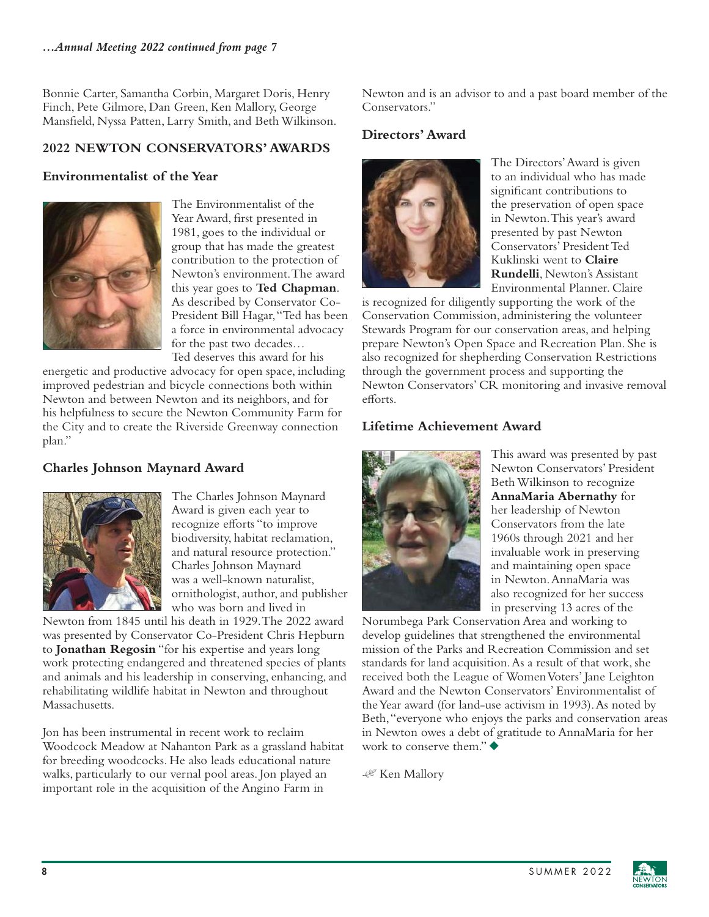*...Annual Meeting 2022 continued from page 7*

Bonnie Carter, Samantha Corbin, Margaret Doris, Henry Finch, Pete Gilmore, Dan Green, Ken Mallory, George Mansfield, Nyssa Patten, Larry Smith, and Beth Wilkinson.

## 2022 NEWTON CONSERVATORS' AWARDS

### Environmentalist of the Year

The Environmentalist of the Year Award, first presented in 1981, goes to the individual or group that has made the greatest contribution to the protection of Newton's environment. The award this year goes to **Ted Chapman**. As described by Conservator Co-President Bill Hagar, "Ted has been a force in environmental advocacy for the past two decades… Ted deserves this award for his energetic and productive advocacy for open space, including improved pedestrian and bicycle connections both within Newton and between Newton and its neighbors, and for his helpfulness to secure the Newton Community Farm for the City and to create the Riverside Greenway connection plan."

### Charles Johnson Maynard Award

The Charles Johnson Maynard Award is given each year to recognize efforts "to improve biodiversity, habitat reclamation, and natural resource protection." Charles Johnson Maynard was a well-known naturalist, ornithologist, author, and publisher who was born and lived in Newton from 1845 until his death in 1929. The 2022 award was presented by Conservator Co-President Chris Hepburn to **Jonathan Regosin** "for his expertise and years long work protecting endangered and threatened species of plants and animals and his leadership in conserving, enhancing, and rehabilitating wildlife habitat in Newton and throughout Massachusetts.

Jon has been instrumental in recent work to reclaim Woodcock Meadow at Nahanton Park as a grassland habitat for breeding woodcocks. He also leads educational nature walks, particularly to our vernal pool areas. Jon played an important role in the acquisition of the Angino Farm in Newton and is an advisor to and a past board member of the Conservators."

### Directors' Award

The Directors' Award is given to an individual who has made significant contributions to the preservation of open space in Newton. This year's award presented by past Newton Conservators' President Ted Kuklinski went to **Claire Rundelli**, Newton's Assistant Environmental Planner. Claire is recognized for diligently supporting the work of the Conservation Commission, administering the volunteer Stewards Program for our conservation areas, and helping prepare Newton's Open Space and Recreation Plan. She is also recognized for shepherding Conservation Restrictions through the government process and supporting the Newton Conservators' CR monitoring and invasive removal efforts.

### Lifetime Achievement Award

This award was presented by past Newton Conservators' President Beth Wilkinson to recognize **AnnaMaria Abernathy** for her leadership of Newton Conservators from the late 1960s through 2021 and her invaluable work in preserving and maintaining open space in Newton. AnnaMaria was also recognized for her success in preserving 13 acres of the Norumbega Park Conservation Area and working to develop guidelines that strengthened the environmental mission of the Parks and Recreation Commission and set standards for land acquisition. As a result of that work, she received both the League of Women Voters' Jane Leighton Award and the Newton Conservators' Environmentalist of the Year award (for land-use activism in 1993). As noted by Beth, "everyone who enjoys the parks and conservation areas in Newton owes a debt of gratitude to AnnaMaria for her work to conserve them." ◆

Ken Mallory